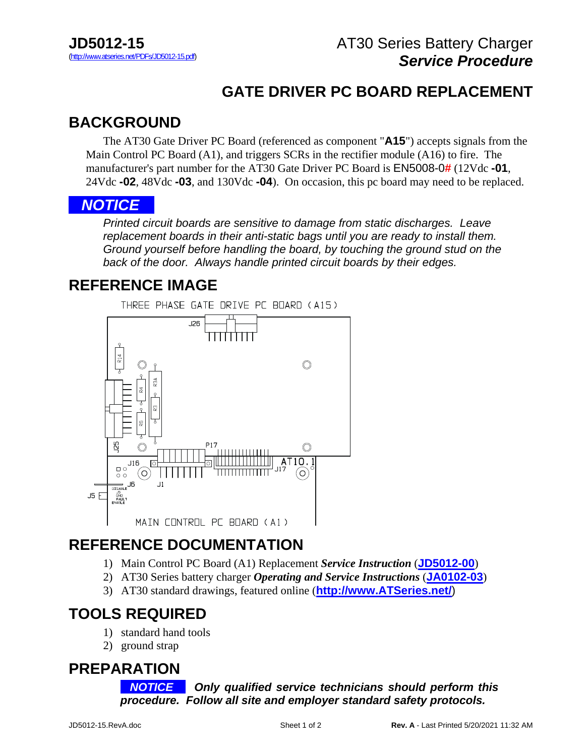**JD5012-15**
(http://www.atseries.net/PDFs/JD5012-15.pdf)

AT30 Series Battery Charger
***Service Procedure***

# GATE DRIVER PC BOARD REPLACEMENT

## BACKGROUND

The AT30 Gate Driver PC Board (referenced as component "**A15**") accepts signals from the Main Control PC Board (A1), and triggers SCRs in the rectifier module (A16) to fire. The manufacturer's part number for the AT30 Gate Driver PC Board is EN5008-0**#** (12Vdc **-01**, 24Vdc **-02**, 48Vdc **-03**, and 130Vdc **-04**). On occasion, this pc board may need to be replaced.

***NOTICE***

*Printed circuit boards are sensitive to damage from static discharges. Leave replacement boards in their anti-static bags until you are ready to install them. Ground yourself before handling the board, by touching the ground stud on the back of the door. Always handle printed circuit boards by their edges.*

## REFERENCE IMAGE

THREE PHASE GATE DRIVE PC BOARD (A15)

J26, R14, R4, R34, R3, R6, J25, P17, J16, J6, J1, J17, AT10.1, J5, DISABLE, J5, GND, FAULT, ENABLE

MAIN CONTROL PC BOARD (A1)

## REFERENCE DOCUMENTATION

1) Main Control PC Board (A1) Replacement ***Service Instruction*** (**JD5012-00**)
2) AT30 Series battery charger ***Operating and Service Instructions*** (**JA0102-03**)
3) AT30 standard drawings, featured online (**http://www.ATSeries.net/**)

## TOOLS REQUIRED

1) standard hand tools
2) ground strap

## PREPARATION

***NOTICE*** ***Only qualified service technicians should perform this procedure. Follow all site and employer standard safety protocols.***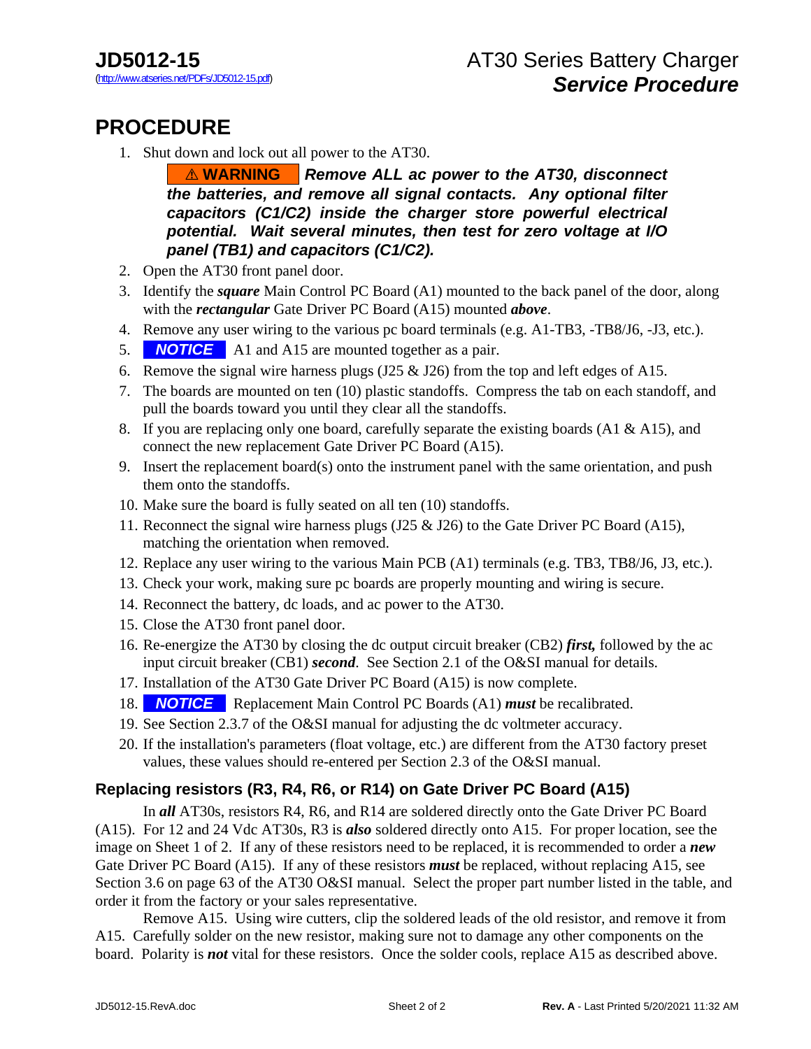## PROCEDURE

1. Shut down and lock out all power to the AT30.

   **⚠ WARNING** ***Remove ALL ac power to the AT30, disconnect the batteries, and remove all signal contacts. Any optional filter capacitors (C1/C2) inside the charger store powerful electrical potential. Wait several minutes, then test for zero voltage at I/O panel (TB1) and capacitors (C1/C2).***

2. Open the AT30 front panel door.
3. Identify the ***square*** Main Control PC Board (A1) mounted to the back panel of the door, along with the ***rectangular*** Gate Driver PC Board (A15) mounted ***above***.
4. Remove any user wiring to the various pc board terminals (e.g. A1-TB3, -TB8/J6, -J3, etc.).
5. ***NOTICE*** A1 and A15 are mounted together as a pair.
6. Remove the signal wire harness plugs (J25 & J26) from the top and left edges of A15.
7. The boards are mounted on ten (10) plastic standoffs. Compress the tab on each standoff, and pull the boards toward you until they clear all the standoffs.
8. If you are replacing only one board, carefully separate the existing boards (A1 & A15), and connect the new replacement Gate Driver PC Board (A15).
9. Insert the replacement board(s) onto the instrument panel with the same orientation, and push them onto the standoffs.
10. Make sure the board is fully seated on all ten (10) standoffs.
11. Reconnect the signal wire harness plugs (J25 & J26) to the Gate Driver PC Board (A15), matching the orientation when removed.
12. Replace any user wiring to the various Main PCB (A1) terminals (e.g. TB3, TB8/J6, J3, etc.).
13. Check your work, making sure pc boards are properly mounting and wiring is secure.
14. Reconnect the battery, dc loads, and ac power to the AT30.
15. Close the AT30 front panel door.
16. Re-energize the AT30 by closing the dc output circuit breaker (CB2) ***first,*** followed by the ac input circuit breaker (CB1) ***second***. See Section 2.1 of the O&SI manual for details.
17. Installation of the AT30 Gate Driver PC Board (A15) is now complete.
18. ***NOTICE*** Replacement Main Control PC Boards (A1) ***must*** be recalibrated.
19. See Section 2.3.7 of the O&SI manual for adjusting the dc voltmeter accuracy.
20. If the installation's parameters (float voltage, etc.) are different from the AT30 factory preset values, these values should re-entered per Section 2.3 of the O&SI manual.

### Replacing resistors (R3, R4, R6, or R14) on Gate Driver PC Board (A15)

In ***all*** AT30s, resistors R4, R6, and R14 are soldered directly onto the Gate Driver PC Board (A15). For 12 and 24 Vdc AT30s, R3 is ***also*** soldered directly onto A15. For proper location, see the image on Sheet 1 of 2. If any of these resistors need to be replaced, it is recommended to order a ***new*** Gate Driver PC Board (A15). If any of these resistors ***must*** be replaced, without replacing A15, see Section 3.6 on page 63 of the AT30 O&SI manual. Select the proper part number listed in the table, and order it from the factory or your sales representative.

Remove A15. Using wire cutters, clip the soldered leads of the old resistor, and remove it from A15. Carefully solder on the new resistor, making sure not to damage any other components on the board. Polarity is ***not*** vital for these resistors. Once the solder cools, replace A15 as described above.